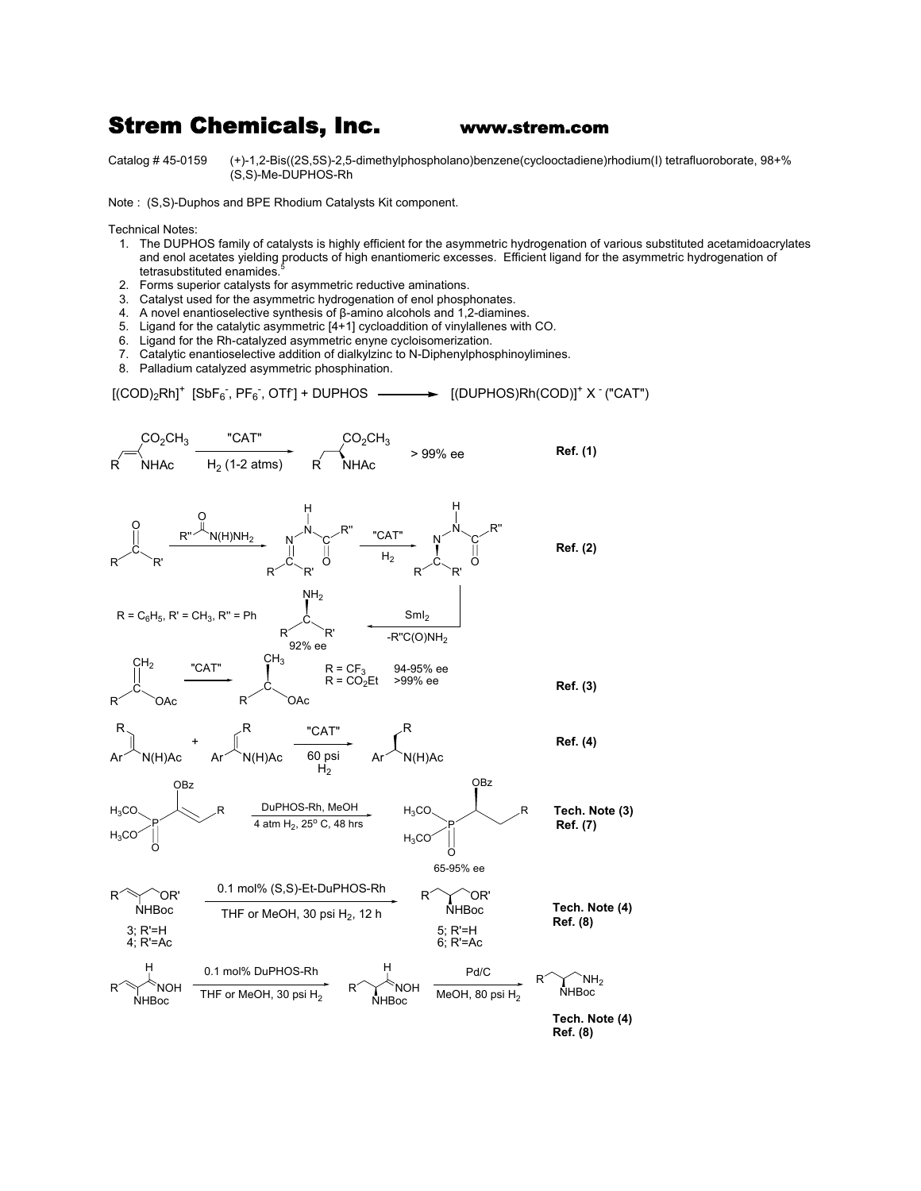# Strem Chemicals, Inc. www.strem.com

Catalog # 45-0159 (+)-1,2-Bis((2S,5S)-2,5-dimethylphospholano)benzene(cyclooctadiene)rhodium(I) tetrafluoroborate, 98+% (S,S)-Me-DUPHOS-Rh

Note : (S,S)-Duphos and BPE Rhodium Catalysts Kit component.

Technical Notes:

1. The DUPHOS family of catalysts is highly efficient for the asymmetric hydrogenation of various substituted acetamidoacrylates and enol acetates yielding products of high enantiomeric excesses. Efficient ligand for the asymmetric hydrogenation of tetrasubstituted enamides.[5]
2. Forms superior catalysts for asymmetric reductive aminations.
3. Catalyst used for the asymmetric hydrogenation of enol phosphonates.
4. A novel enantioselective synthesis of β-amino alcohols and 1,2-diamines.
5. Ligand for the catalytic asymmetric [4+1] cycloaddition of vinylallenes with CO.
6. Ligand for the Rh-catalyzed asymmetric enyne cycloisomerization.
7. Catalytic enantioselective addition of dialkylzinc to N-Diphenylphosphinoylimines.
8. Palladium catalyzed asymmetric phosphination.

$[(COD)_2Rh]^+$ $[SbF_6^-, PF_6^-, OTf^-]$ + DUPHOS ⟶ $[(DUPHOS)Rh(COD)]^+ X^-$ ("CAT")

"CAT", $H_2$ (1-2 atms) — > 99% ee — **Ref. (1)**

"CAT", $H_2$; $SmI_2$, $-R''C(O)NH_2$ — $R = C_6H_5$, $R' = CH_3$, $R'' = Ph$ — 92% ee — **Ref. (2)**

"CAT" — $R = CF_3$ 94-95% ee; $R = CO_2Et$ >99% ee — **Ref. (3)**

"CAT", 60 psi $H_2$ — **Ref. (4)**

DuPHOS-Rh, MeOH, 4 atm $H_2$, 25° C, 48 hrs — 65-95% ee — **Tech. Note (3) Ref. (7)**

0.1 mol% (S,S)-Et-DuPHOS-Rh, THF or MeOH, 30 psi $H_2$, 12 h — 3; R'=H; 4; R'=Ac → 5; R'=H; 6; R'=Ac — **Tech. Note (4) Ref. (8)**

0.1 mol% DuPHOS-Rh, THF or MeOH, 30 psi $H_2$; Pd/C, MeOH, 80 psi $H_2$ — **Tech. Note (4) Ref. (8)**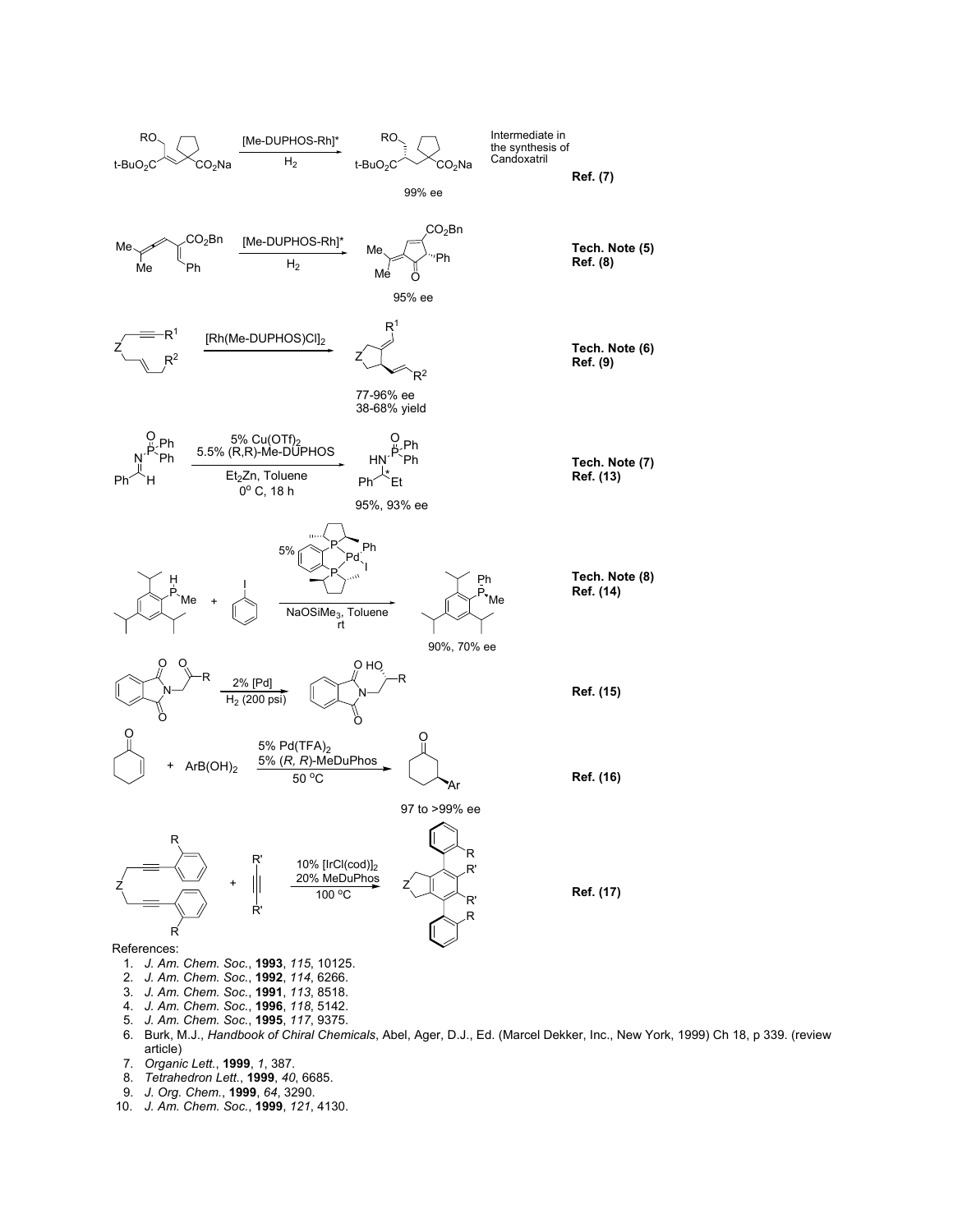RO, t-BuO$_2$C, CO$_2$Na — [Me-DUPHOS-Rh]*, H$_2$ → RO, t-BuO$_2$C, CO$_2$Na

99% ee

Intermediate in the synthesis of Candoxatril

**Ref. (7)**

Me, Me, CO$_2$Bn, Ph — [Me-DUPHOS-Rh]*, H$_2$ → CO$_2$Bn, Me, Me, Ph, O

95% ee

**Tech. Note (5)**
**Ref. (8)**

Z, R$^1$, R$^2$ — [Rh(Me-DUPHOS)Cl]$_2$ → R$^1$, Z, R$^2$

77-96% ee
38-68% yield

**Tech. Note (6)**
**Ref. (9)**

Ph, N, P(O)Ph$_2$, H — 5% Cu(OTf)$_2$, 5.5% (R,R)-Me-DUPHOS, Et$_2$Zn, Toluene, 0$^o$ C, 18 h → HN, P(O)Ph$_2$, Ph, *, Et

95%, 93% ee

**Tech. Note (7)**
**Ref. (13)**

H, P, Me + PhI — 5% [Pd catalyst: P, Pd, Ph, I], NaOSiMe$_3$, Toluene, rt → Ph, P, Me

90%, 70% ee

**Tech. Note (8)**
**Ref. (14)**

O, O, N, R — 2% [Pd], H$_2$ (200 psi) → O, HO, N, R, O

**Ref. (15)**

O + ArB(OH)$_2$ — 5% Pd(TFA)$_2$, 5% (*R, R*)-MeDuPhos, 50 $^o$C → O, Ar

97 to >99% ee

**Ref. (16)**

Z, R, R + R', R' — 10% [IrCl(cod)]$_2$, 20% MeDuPhos, 100 $^o$C → Z, R, R', R', R

**Ref. (17)**

References:

1. *J. Am. Chem. Soc.*, **1993**, *115*, 10125.
2. *J. Am. Chem. Soc.*, **1992**, *114*, 6266.
3. *J. Am. Chem. Soc.*, **1991**, *113*, 8518.
4. *J. Am. Chem. Soc.*, **1996**, *118*, 5142.
5. *J. Am. Chem. Soc.*, **1995**, *117*, 9375.
6. Burk, M.J., *Handbook of Chiral Chemicals*, Abel, Ager, D.J., Ed. (Marcel Dekker, Inc., New York, 1999) Ch 18, p 339. (review article)
7. *Organic Lett.*, **1999**, *1*, 387.
8. *Tetrahedron Lett.*, **1999**, *40*, 6685.
9. *J. Org. Chem.*, **1999**, *64*, 3290.
10. *J. Am. Chem. Soc.*, **1999**, *121*, 4130.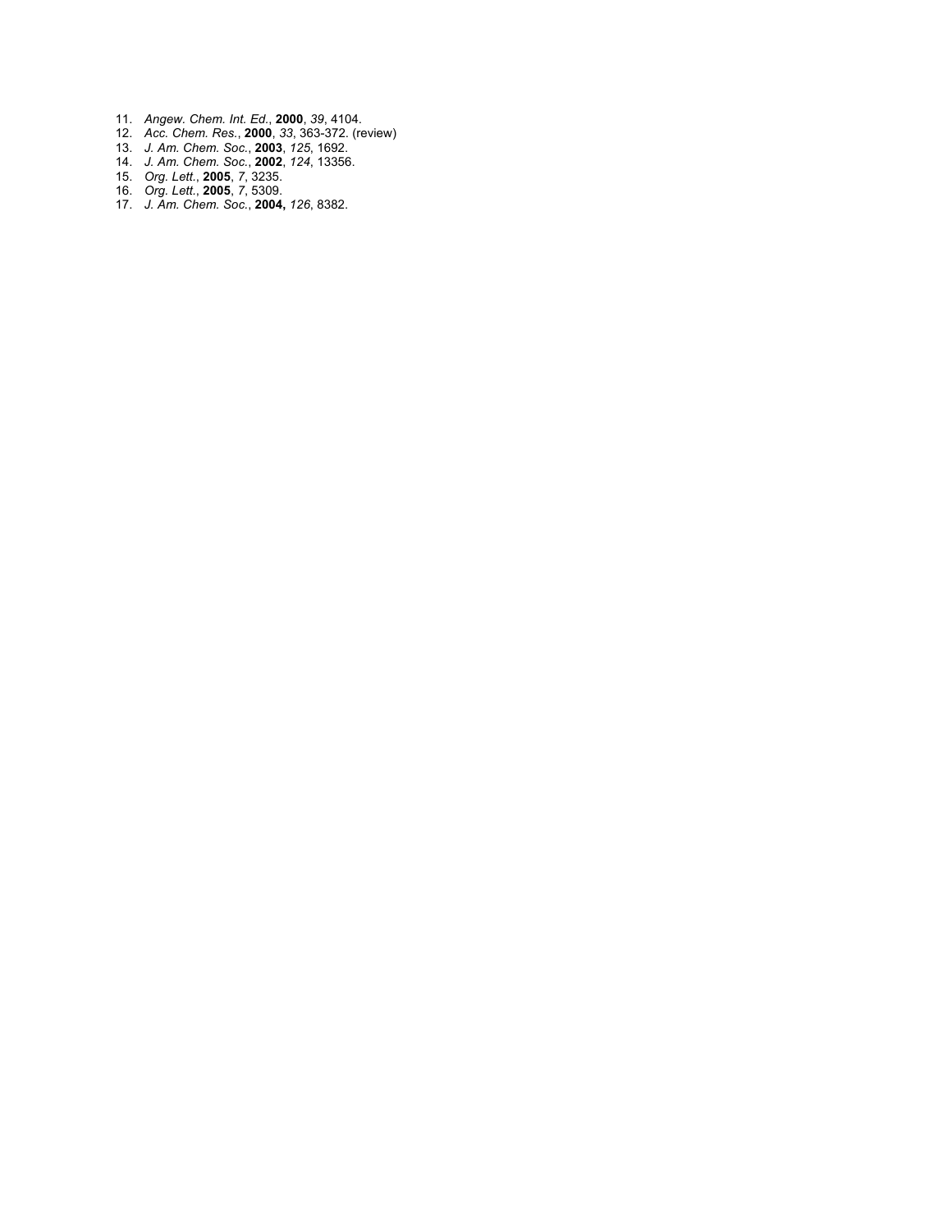11. *Angew. Chem. Int. Ed.*, **2000**, *39*, 4104.
12. *Acc. Chem. Res.*, **2000**, *33*, 363-372. (review)
13. *J. Am. Chem. Soc.*, **2003**, *125*, 1692.
14. *J. Am. Chem. Soc.*, **2002**, *124*, 13356.
15. *Org. Lett.*, **2005**, *7*, 3235.
16. *Org. Lett.*, **2005**, *7*, 5309.
17. *J. Am. Chem. Soc.*, **2004,** *126*, 8382.